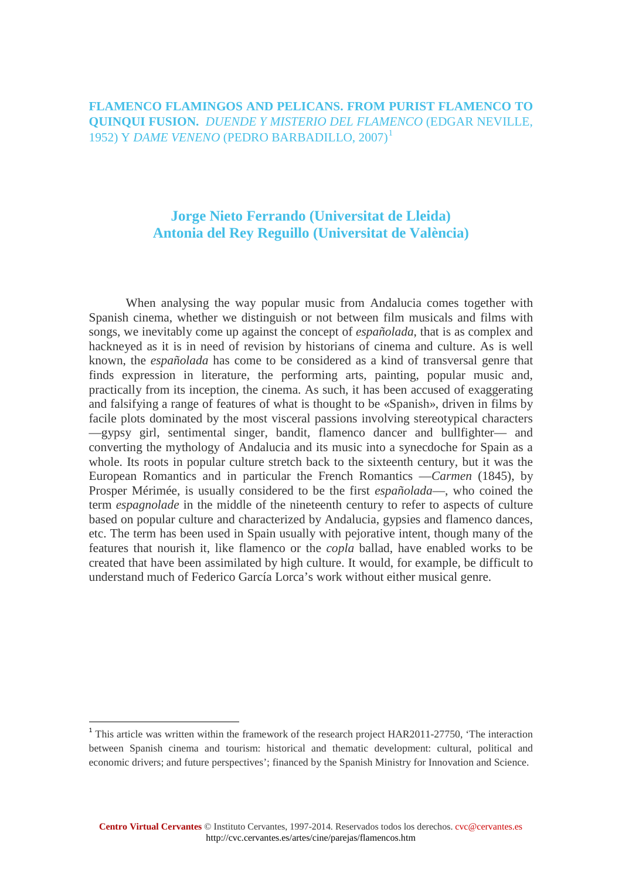# FLAMENCO FLAMINGOS AND PELICANS. FROM PURIST FLAMENCO TO QUINQUI FUSION. *DUENDE Y MISTERIO DEL FLAMENCO* (EDGAR NEVILLE, 1952) Y *DAME VENENO* (PEDRO BARBADILLO, 2007)[1]

**Jorge Nieto Ferrando (Universitat de Lleida)**
**Antonia del Rey Reguillo (Universitat de València)**

When analysing the way popular music from Andalucia comes together with Spanish cinema, whether we distinguish or not between film musicals and films with songs, we inevitably come up against the concept of *españolada*, that is as complex and hackneyed as it is in need of revision by historians of cinema and culture. As is well known, the *españolada* has come to be considered as a kind of transversal genre that finds expression in literature, the performing arts, painting, popular music and, practically from its inception, the cinema. As such, it has been accused of exaggerating and falsifying a range of features of what is thought to be «Spanish», driven in films by facile plots dominated by the most visceral passions involving stereotypical characters —gypsy girl, sentimental singer, bandit, flamenco dancer and bullfighter— and converting the mythology of Andalucia and its music into a synecdoche for Spain as a whole. Its roots in popular culture stretch back to the sixteenth century, but it was the European Romantics and in particular the French Romantics —*Carmen* (1845), by Prosper Mérimée, is usually considered to be the first *españolada*—, who coined the term *espagnolade* in the middle of the nineteenth century to refer to aspects of culture based on popular culture and characterized by Andalucia, gypsies and flamenco dances, etc. The term has been used in Spain usually with pejorative intent, though many of the features that nourish it, like flamenco or the *copla* ballad, have enabled works to be created that have been assimilated by high culture. It would, for example, be difficult to understand much of Federico García Lorca's work without either musical genre.

---

[1] This article was written within the framework of the research project HAR2011-27750, 'The interaction between Spanish cinema and tourism: historical and thematic development: cultural, political and economic drivers; and future perspectives'; financed by the Spanish Ministry for Innovation and Science.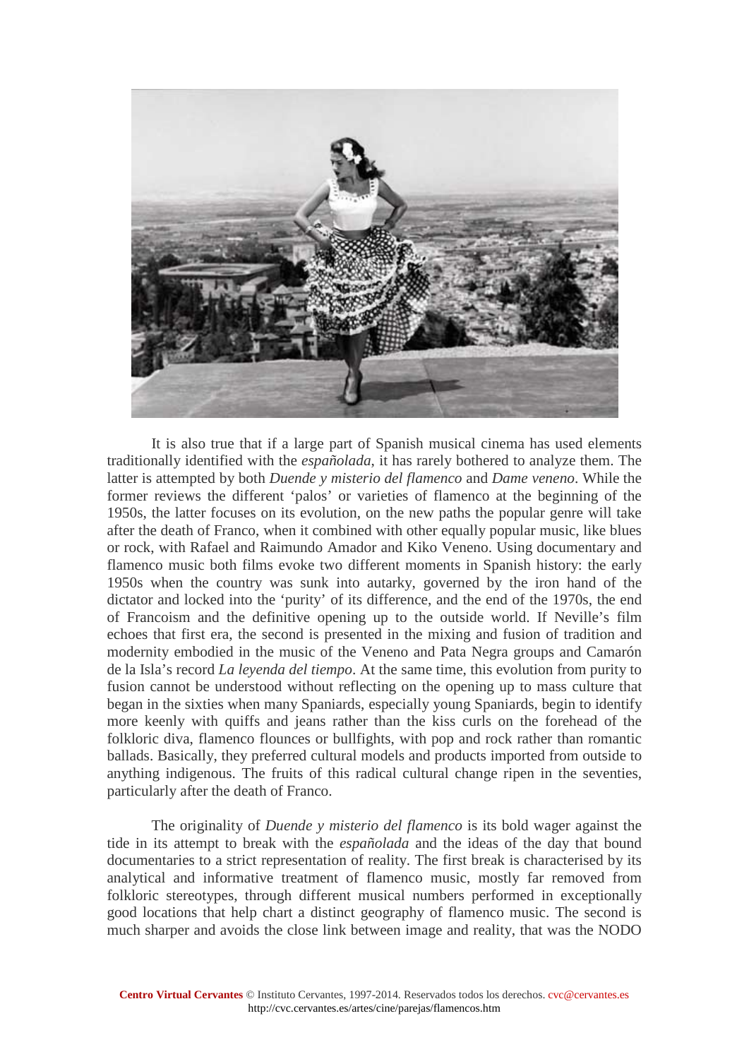It is also true that if a large part of Spanish musical cinema has used elements traditionally identified with the *españolada*, it has rarely bothered to analyze them. The latter is attempted by both *Duende y misterio del flamenco* and *Dame veneno*. While the former reviews the different 'palos' or varieties of flamenco at the beginning of the 1950s, the latter focuses on its evolution, on the new paths the popular genre will take after the death of Franco, when it combined with other equally popular music, like blues or rock, with Rafael and Raimundo Amador and Kiko Veneno. Using documentary and flamenco music both films evoke two different moments in Spanish history: the early 1950s when the country was sunk into autarky, governed by the iron hand of the dictator and locked into the 'purity' of its difference, and the end of the 1970s, the end of Francoism and the definitive opening up to the outside world. If Neville's film echoes that first era, the second is presented in the mixing and fusion of tradition and modernity embodied in the music of the Veneno and Pata Negra groups and Camarón de la Isla's record *La leyenda del tiempo*. At the same time, this evolution from purity to fusion cannot be understood without reflecting on the opening up to mass culture that began in the sixties when many Spaniards, especially young Spaniards, begin to identify more keenly with quiffs and jeans rather than the kiss curls on the forehead of the folkloric diva, flamenco flounces or bullfights, with pop and rock rather than romantic ballads. Basically, they preferred cultural models and products imported from outside to anything indigenous. The fruits of this radical cultural change ripen in the seventies, particularly after the death of Franco.

The originality of *Duende y misterio del flamenco* is its bold wager against the tide in its attempt to break with the *españolada* and the ideas of the day that bound documentaries to a strict representation of reality. The first break is characterised by its analytical and informative treatment of flamenco music, mostly far removed from folkloric stereotypes, through different musical numbers performed in exceptionally good locations that help chart a distinct geography of flamenco music. The second is much sharper and avoids the close link between image and reality, that was the NODO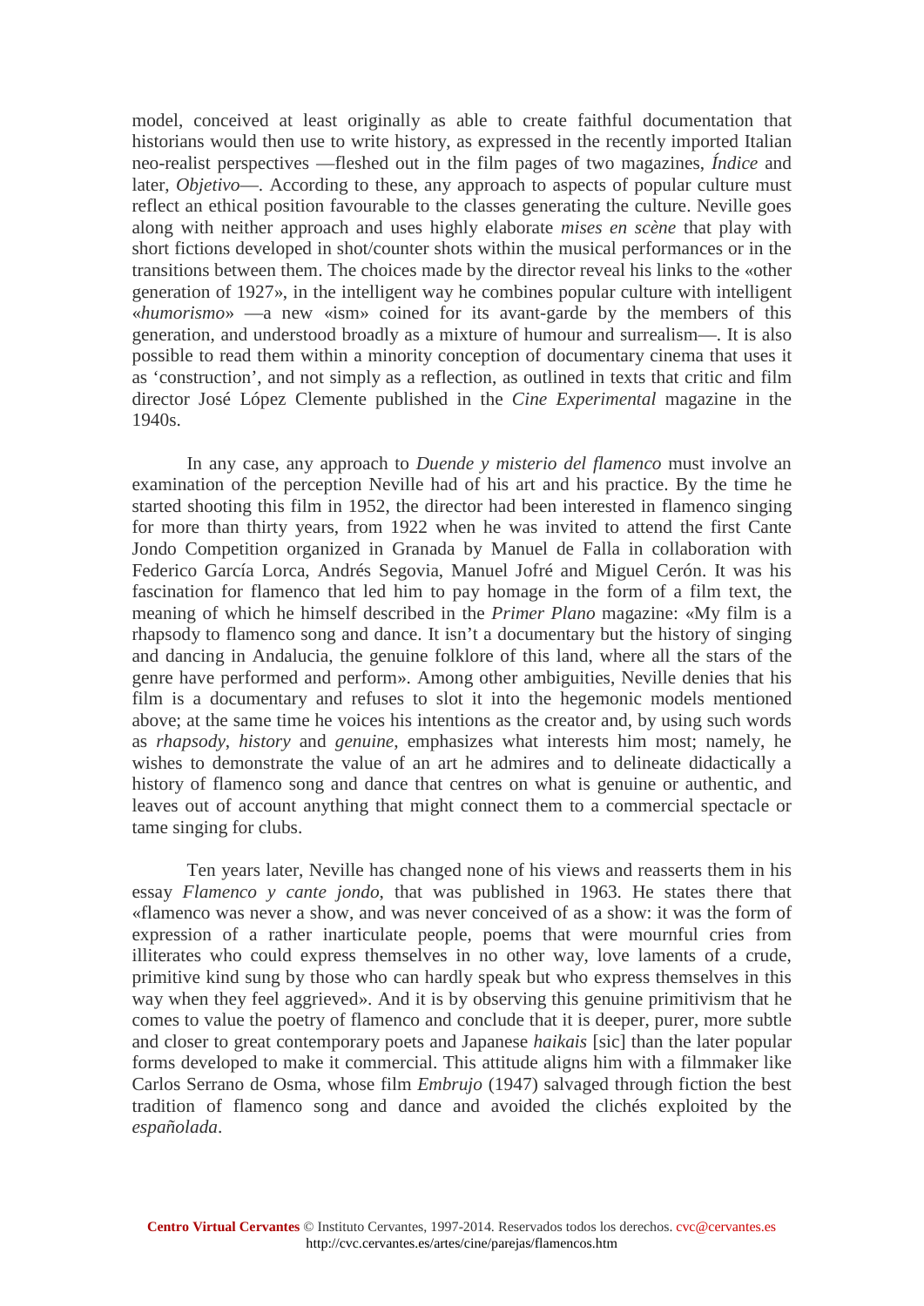model, conceived at least originally as able to create faithful documentation that historians would then use to write history, as expressed in the recently imported Italian neo-realist perspectives —fleshed out in the film pages of two magazines, *Índice* and later, *Objetivo*—. According to these, any approach to aspects of popular culture must reflect an ethical position favourable to the classes generating the culture. Neville goes along with neither approach and uses highly elaborate *mises en scène* that play with short fictions developed in shot/counter shots within the musical performances or in the transitions between them. The choices made by the director reveal his links to the «other generation of 1927», in the intelligent way he combines popular culture with intelligent «*humorismo*» —a new «ism» coined for its avant-garde by the members of this generation, and understood broadly as a mixture of humour and surrealism—. It is also possible to read them within a minority conception of documentary cinema that uses it as 'construction', and not simply as a reflection, as outlined in texts that critic and film director José López Clemente published in the *Cine Experimental* magazine in the 1940s.

In any case, any approach to *Duende y misterio del flamenco* must involve an examination of the perception Neville had of his art and his practice. By the time he started shooting this film in 1952, the director had been interested in flamenco singing for more than thirty years, from 1922 when he was invited to attend the first Cante Jondo Competition organized in Granada by Manuel de Falla in collaboration with Federico García Lorca, Andrés Segovia, Manuel Jofré and Miguel Cerón. It was his fascination for flamenco that led him to pay homage in the form of a film text, the meaning of which he himself described in the *Primer Plano* magazine: «My film is a rhapsody to flamenco song and dance. It isn't a documentary but the history of singing and dancing in Andalucia, the genuine folklore of this land, where all the stars of the genre have performed and perform». Among other ambiguities, Neville denies that his film is a documentary and refuses to slot it into the hegemonic models mentioned above; at the same time he voices his intentions as the creator and, by using such words as *rhapsody*, *history* and *genuine*, emphasizes what interests him most; namely, he wishes to demonstrate the value of an art he admires and to delineate didactically a history of flamenco song and dance that centres on what is genuine or authentic, and leaves out of account anything that might connect them to a commercial spectacle or tame singing for clubs.

Ten years later, Neville has changed none of his views and reasserts them in his essay *Flamenco y cante jondo*, that was published in 1963. He states there that «flamenco was never a show, and was never conceived of as a show: it was the form of expression of a rather inarticulate people, poems that were mournful cries from illiterates who could express themselves in no other way, love laments of a crude, primitive kind sung by those who can hardly speak but who express themselves in this way when they feel aggrieved». And it is by observing this genuine primitivism that he comes to value the poetry of flamenco and conclude that it is deeper, purer, more subtle and closer to great contemporary poets and Japanese *haikais* [sic] than the later popular forms developed to make it commercial. This attitude aligns him with a filmmaker like Carlos Serrano de Osma, whose film *Embrujo* (1947) salvaged through fiction the best tradition of flamenco song and dance and avoided the clichés exploited by the *españolada*.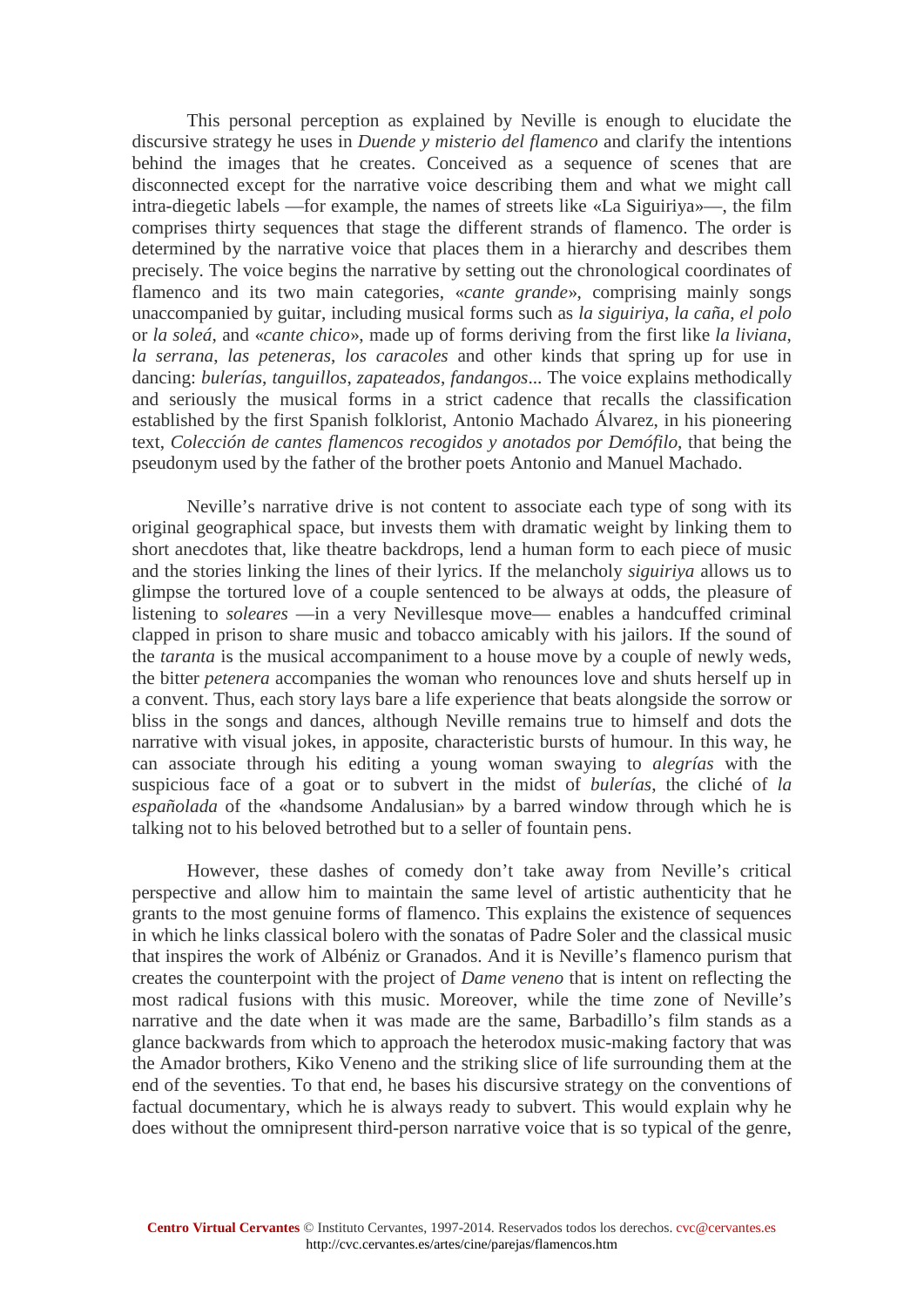This personal perception as explained by Neville is enough to elucidate the discursive strategy he uses in *Duende y misterio del flamenco* and clarify the intentions behind the images that he creates. Conceived as a sequence of scenes that are disconnected except for the narrative voice describing them and what we might call intra-diegetic labels —for example, the names of streets like «La Siguiriya»—, the film comprises thirty sequences that stage the different strands of flamenco. The order is determined by the narrative voice that places them in a hierarchy and describes them precisely. The voice begins the narrative by setting out the chronological coordinates of flamenco and its two main categories, «*cante grande*», comprising mainly songs unaccompanied by guitar, including musical forms such as *la siguiriya*, *la caña*, *el polo* or *la soleá*, and «*cante chico*», made up of forms deriving from the first like *la liviana*, *la serrana*, *las peteneras*, *los caracoles* and other kinds that spring up for use in dancing: *bulerías*, *tanguillos*, *zapateados*, *fandangos*... The voice explains methodically and seriously the musical forms in a strict cadence that recalls the classification established by the first Spanish folklorist, Antonio Machado Álvarez, in his pioneering text, *Colección de cantes flamencos recogidos y anotados por Demófilo*, that being the pseudonym used by the father of the brother poets Antonio and Manuel Machado.

Neville's narrative drive is not content to associate each type of song with its original geographical space, but invests them with dramatic weight by linking them to short anecdotes that, like theatre backdrops, lend a human form to each piece of music and the stories linking the lines of their lyrics. If the melancholy *siguiriya* allows us to glimpse the tortured love of a couple sentenced to be always at odds, the pleasure of listening to *soleares* —in a very Nevillesque move— enables a handcuffed criminal clapped in prison to share music and tobacco amicably with his jailors. If the sound of the *taranta* is the musical accompaniment to a house move by a couple of newly weds, the bitter *petenera* accompanies the woman who renounces love and shuts herself up in a convent. Thus, each story lays bare a life experience that beats alongside the sorrow or bliss in the songs and dances, although Neville remains true to himself and dots the narrative with visual jokes, in apposite, characteristic bursts of humour. In this way, he can associate through his editing a young woman swaying to *alegrías* with the suspicious face of a goat or to subvert in the midst of *bulerías*, the cliché of *la españolada* of the «handsome Andalusian» by a barred window through which he is talking not to his beloved betrothed but to a seller of fountain pens.

However, these dashes of comedy don't take away from Neville's critical perspective and allow him to maintain the same level of artistic authenticity that he grants to the most genuine forms of flamenco. This explains the existence of sequences in which he links classical bolero with the sonatas of Padre Soler and the classical music that inspires the work of Albéniz or Granados. And it is Neville's flamenco purism that creates the counterpoint with the project of *Dame veneno* that is intent on reflecting the most radical fusions with this music. Moreover, while the time zone of Neville's narrative and the date when it was made are the same, Barbadillo's film stands as a glance backwards from which to approach the heterodox music-making factory that was the Amador brothers, Kiko Veneno and the striking slice of life surrounding them at the end of the seventies. To that end, he bases his discursive strategy on the conventions of factual documentary, which he is always ready to subvert. This would explain why he does without the omnipresent third-person narrative voice that is so typical of the genre,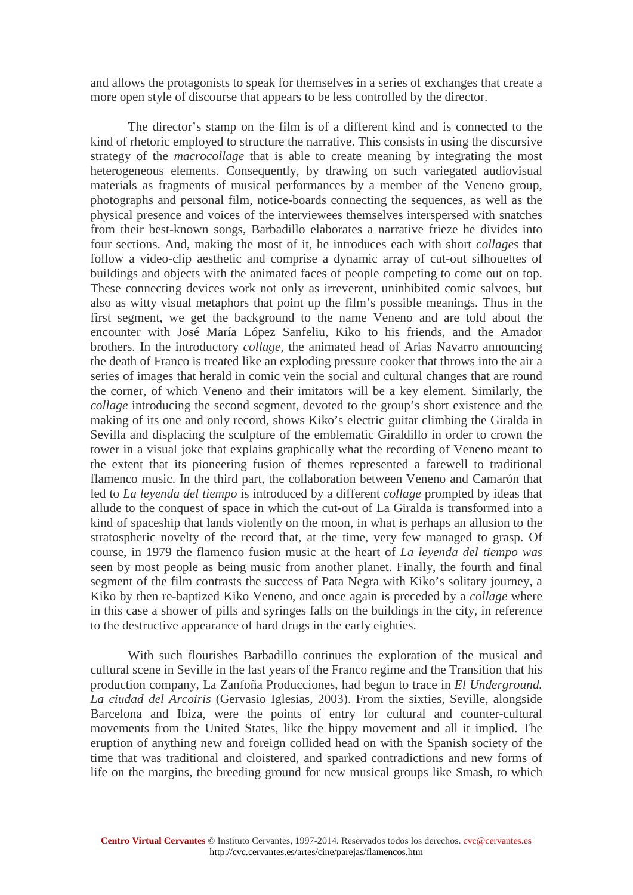and allows the protagonists to speak for themselves in a series of exchanges that create a more open style of discourse that appears to be less controlled by the director.

The director's stamp on the film is of a different kind and is connected to the kind of rhetoric employed to structure the narrative. This consists in using the discursive strategy of the *macrocollage* that is able to create meaning by integrating the most heterogeneous elements. Consequently, by drawing on such variegated audiovisual materials as fragments of musical performances by a member of the Veneno group, photographs and personal film, notice-boards connecting the sequences, as well as the physical presence and voices of the interviewees themselves interspersed with snatches from their best-known songs, Barbadillo elaborates a narrative frieze he divides into four sections. And, making the most of it, he introduces each with short *collages* that follow a video-clip aesthetic and comprise a dynamic array of cut-out silhouettes of buildings and objects with the animated faces of people competing to come out on top. These connecting devices work not only as irreverent, uninhibited comic salvoes, but also as witty visual metaphors that point up the film's possible meanings. Thus in the first segment, we get the background to the name Veneno and are told about the encounter with José María López Sanfeliu, Kiko to his friends, and the Amador brothers. In the introductory *collage*, the animated head of Arias Navarro announcing the death of Franco is treated like an exploding pressure cooker that throws into the air a series of images that herald in comic vein the social and cultural changes that are round the corner, of which Veneno and their imitators will be a key element. Similarly, the *collage* introducing the second segment, devoted to the group's short existence and the making of its one and only record, shows Kiko's electric guitar climbing the Giralda in Sevilla and displacing the sculpture of the emblematic Giraldillo in order to crown the tower in a visual joke that explains graphically what the recording of Veneno meant to the extent that its pioneering fusion of themes represented a farewell to traditional flamenco music. In the third part, the collaboration between Veneno and Camarón that led to *La leyenda del tiempo* is introduced by a different *collage* prompted by ideas that allude to the conquest of space in which the cut-out of La Giralda is transformed into a kind of spaceship that lands violently on the moon, in what is perhaps an allusion to the stratospheric novelty of the record that, at the time, very few managed to grasp. Of course, in 1979 the flamenco fusion music at the heart of *La leyenda del tiempo was* seen by most people as being music from another planet. Finally, the fourth and final segment of the film contrasts the success of Pata Negra with Kiko's solitary journey, a Kiko by then re-baptized Kiko Veneno, and once again is preceded by a *collage* where in this case a shower of pills and syringes falls on the buildings in the city, in reference to the destructive appearance of hard drugs in the early eighties.

With such flourishes Barbadillo continues the exploration of the musical and cultural scene in Seville in the last years of the Franco regime and the Transition that his production company, La Zanfoña Producciones, had begun to trace in *El Underground. La ciudad del Arcoiris* (Gervasio Iglesias, 2003). From the sixties, Seville, alongside Barcelona and Ibiza, were the points of entry for cultural and counter-cultural movements from the United States, like the hippy movement and all it implied. The eruption of anything new and foreign collided head on with the Spanish society of the time that was traditional and cloistered, and sparked contradictions and new forms of life on the margins, the breeding ground for new musical groups like Smash, to which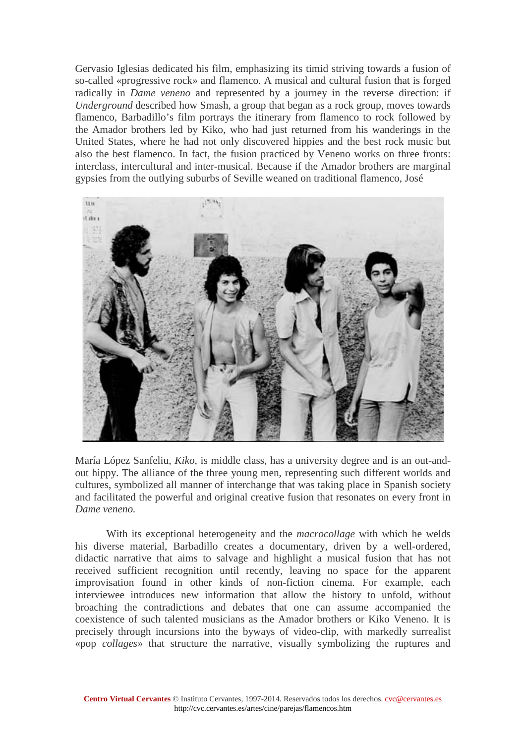Gervasio Iglesias dedicated his film, emphasizing its timid striving towards a fusion of so-called «progressive rock» and flamenco. A musical and cultural fusion that is forged radically in *Dame veneno* and represented by a journey in the reverse direction: if *Underground* described how Smash, a group that began as a rock group, moves towards flamenco, Barbadillo's film portrays the itinerary from flamenco to rock followed by the Amador brothers led by Kiko, who had just returned from his wanderings in the United States, where he had not only discovered hippies and the best rock music but also the best flamenco. In fact, the fusion practiced by Veneno works on three fronts: interclass, intercultural and inter-musical. Because if the Amador brothers are marginal gypsies from the outlying suburbs of Seville weaned on traditional flamenco, José María López Sanfeliu, *Kiko*, is middle class, has a university degree and is an out-and-out hippy. The alliance of the three young men, representing such different worlds and cultures, symbolized all manner of interchange that was taking place in Spanish society and facilitated the powerful and original creative fusion that resonates on every front in *Dame veneno.*

With its exceptional heterogeneity and the *macrocollage* with which he welds his diverse material, Barbadillo creates a documentary, driven by a well-ordered, didactic narrative that aims to salvage and highlight a musical fusion that has not received sufficient recognition until recently, leaving no space for the apparent improvisation found in other kinds of non-fiction cinema. For example, each interviewee introduces new information that allow the history to unfold, without broaching the contradictions and debates that one can assume accompanied the coexistence of such talented musicians as the Amador brothers or Kiko Veneno. It is precisely through incursions into the byways of video-clip, with markedly surrealist «pop *collages*» that structure the narrative, visually symbolizing the ruptures and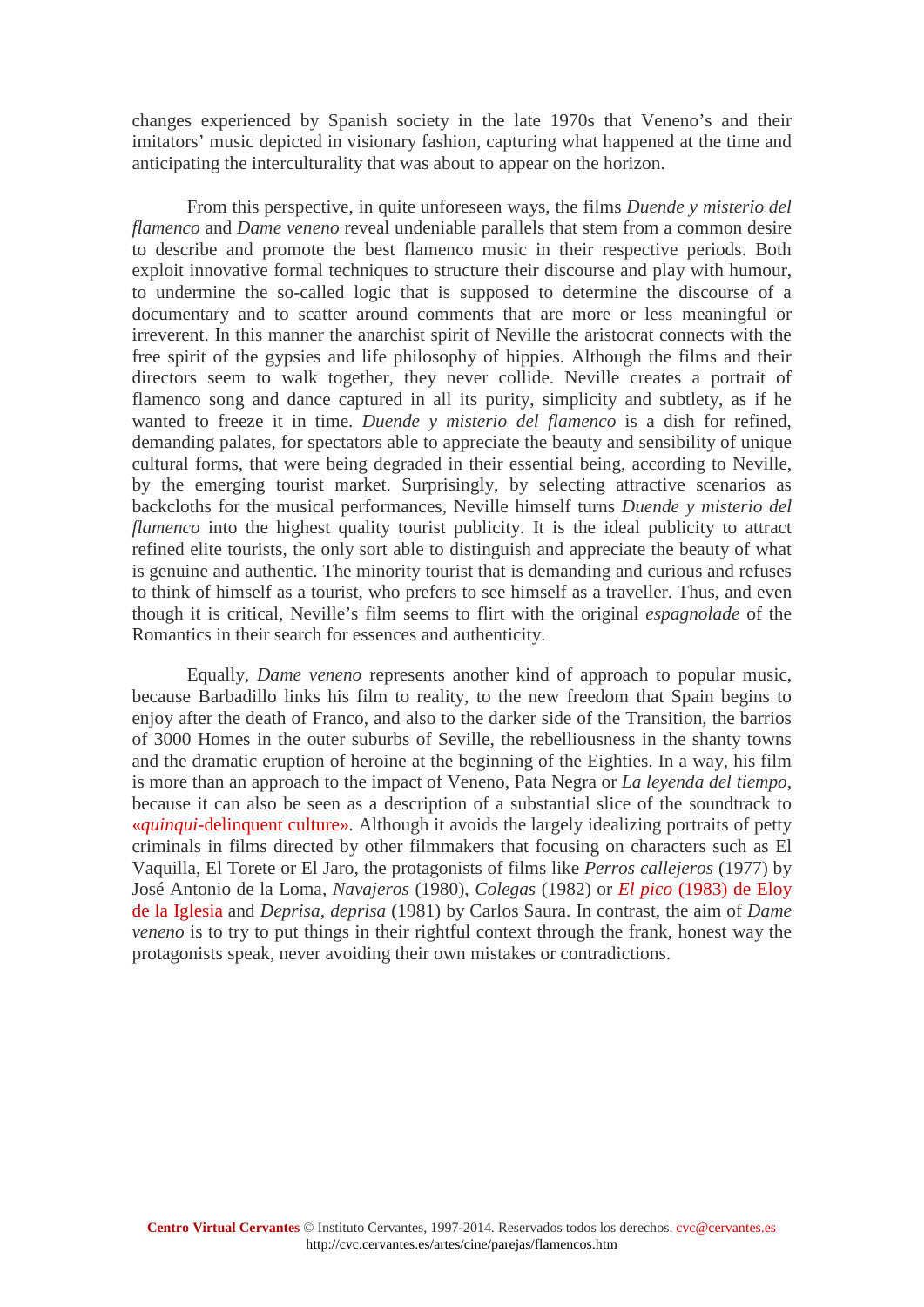changes experienced by Spanish society in the late 1970s that Veneno's and their imitators' music depicted in visionary fashion, capturing what happened at the time and anticipating the interculturality that was about to appear on the horizon.

From this perspective, in quite unforeseen ways, the films *Duende y misterio del flamenco* and *Dame veneno* reveal undeniable parallels that stem from a common desire to describe and promote the best flamenco music in their respective periods. Both exploit innovative formal techniques to structure their discourse and play with humour, to undermine the so-called logic that is supposed to determine the discourse of a documentary and to scatter around comments that are more or less meaningful or irreverent. In this manner the anarchist spirit of Neville the aristocrat connects with the free spirit of the gypsies and life philosophy of hippies. Although the films and their directors seem to walk together, they never collide. Neville creates a portrait of flamenco song and dance captured in all its purity, simplicity and subtlety, as if he wanted to freeze it in time. *Duende y misterio del flamenco* is a dish for refined, demanding palates, for spectators able to appreciate the beauty and sensibility of unique cultural forms, that were being degraded in their essential being, according to Neville, by the emerging tourist market. Surprisingly, by selecting attractive scenarios as backcloths for the musical performances, Neville himself turns *Duende y misterio del flamenco* into the highest quality tourist publicity. It is the ideal publicity to attract refined elite tourists, the only sort able to distinguish and appreciate the beauty of what is genuine and authentic. The minority tourist that is demanding and curious and refuses to think of himself as a tourist, who prefers to see himself as a traveller. Thus, and even though it is critical, Neville's film seems to flirt with the original *espagnolade* of the Romantics in their search for essences and authenticity.

Equally, *Dame veneno* represents another kind of approach to popular music, because Barbadillo links his film to reality, to the new freedom that Spain begins to enjoy after the death of Franco, and also to the darker side of the Transition, the barrios of 3000 Homes in the outer suburbs of Seville, the rebelliousness in the shanty towns and the dramatic eruption of heroine at the beginning of the Eighties. In a way, his film is more than an approach to the impact of Veneno, Pata Negra or *La leyenda del tiempo*, because it can also be seen as a description of a substantial slice of the soundtrack to «*quinqui*-delinquent culture». Although it avoids the largely idealizing portraits of petty criminals in films directed by other filmmakers that focusing on characters such as El Vaquilla, El Torete or El Jaro, the protagonists of films like *Perros callejeros* (1977) by José Antonio de la Loma, *Navajeros* (1980), *Colegas* (1982) or *El pico* (1983) de Eloy de la Iglesia and *Deprisa, deprisa* (1981) by Carlos Saura. In contrast, the aim of *Dame veneno* is to try to put things in their rightful context through the frank, honest way the protagonists speak, never avoiding their own mistakes or contradictions.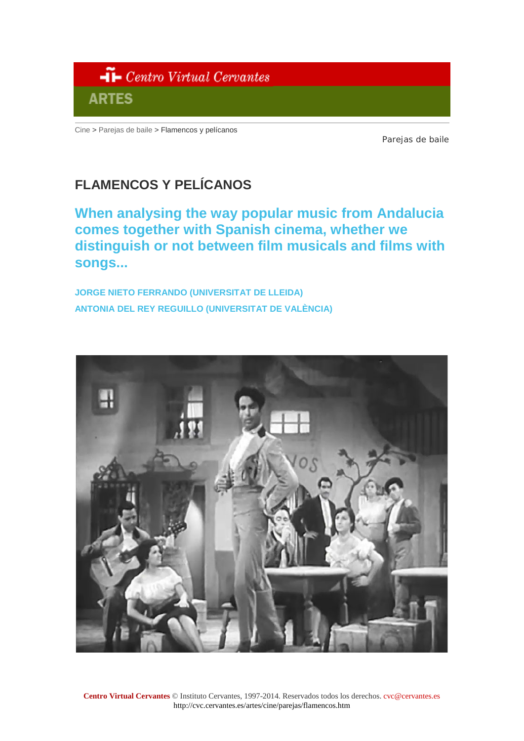Cine > Parejas de baile > Flamencos y pelícanos

Parejas de baile

# FLAMENCOS Y PELÍCANOS

## When analysing the way popular music from Andalucia comes together with Spanish cinema, whether we distinguish or not between film musicals and films with songs...

**JORGE NIETO FERRANDO (UNIVERSITAT DE LLEIDA)**

**ANTONIA DEL REY REGUILLO (UNIVERSITAT DE VALÈNCIA)**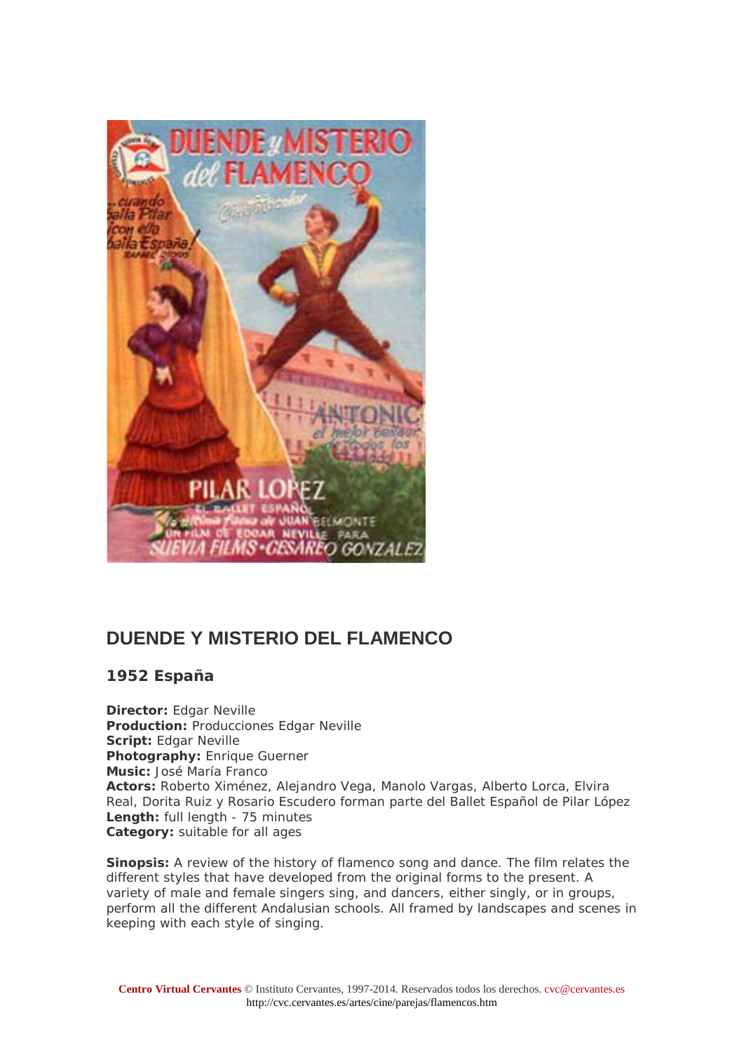## DUENDE Y MISTERIO DEL FLAMENCO

### 1952 España

**Director:** Edgar Neville  
**Production:** Producciones Edgar Neville  
**Script:** Edgar Neville  
**Photography:** Enrique Guerner  
**Music:** José María Franco  
**Actors:** Roberto Ximénez, Alejandro Vega, Manolo Vargas, Alberto Lorca, Elvira Real, Dorita Ruiz y Rosario Escudero forman parte del Ballet Español de Pilar López  
**Length:** full length - 75 minutes  
**Category:** suitable for all ages

**Sinopsis:** A review of the history of flamenco song and dance. The film relates the different styles that have developed from the original forms to the present. A variety of male and female singers sing, and dancers, either singly, or in groups, perform all the different Andalusian schools. All framed by landscapes and scenes in keeping with each style of singing.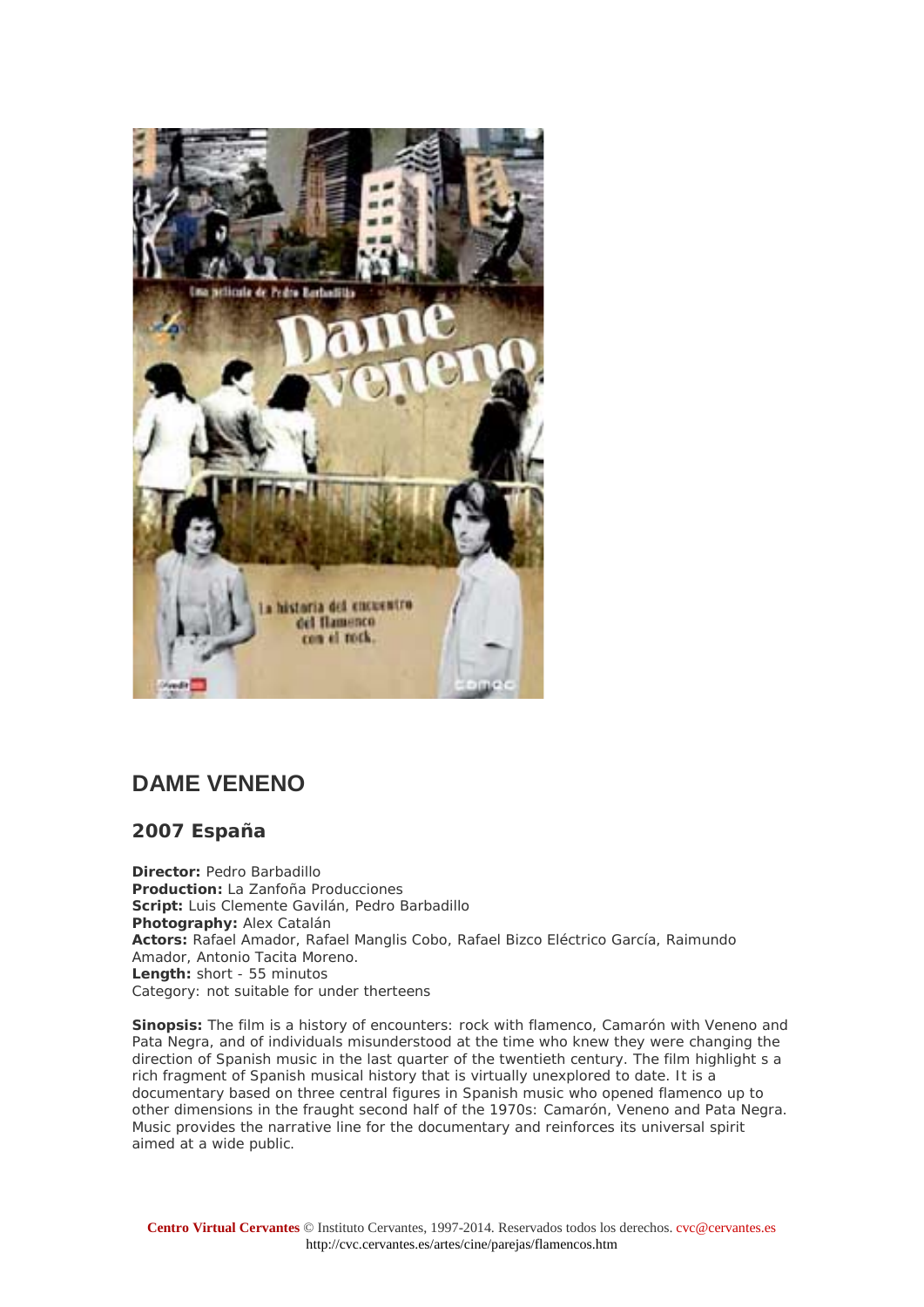## DAME VENENO

### 2007 España

**Director:** Pedro Barbadillo
**Production:** La Zanfoña Producciones
**Script:** Luis Clemente Gavilán, Pedro Barbadillo
**Photography:** Alex Catalán
**Actors:** Rafael Amador, Rafael Manglis Cobo, Rafael Bizco Eléctrico García, Raimundo Amador, Antonio Tacita Moreno.
**Length:** short - 55 minutos
Category: not suitable for under therteens

**Sinopsis:** The film is a history of encounters: rock with flamenco, Camarón with Veneno and Pata Negra, and of individuals misunderstood at the time who knew they were changing the direction of Spanish music in the last quarter of the twentieth century. The film highlight s a rich fragment of Spanish musical history that is virtually unexplored to date. It is a documentary based on three central figures in Spanish music who opened flamenco up to other dimensions in the fraught second half of the 1970s: Camarón, Veneno and Pata Negra. Music provides the narrative line for the documentary and reinforces its universal spirit aimed at a wide public.